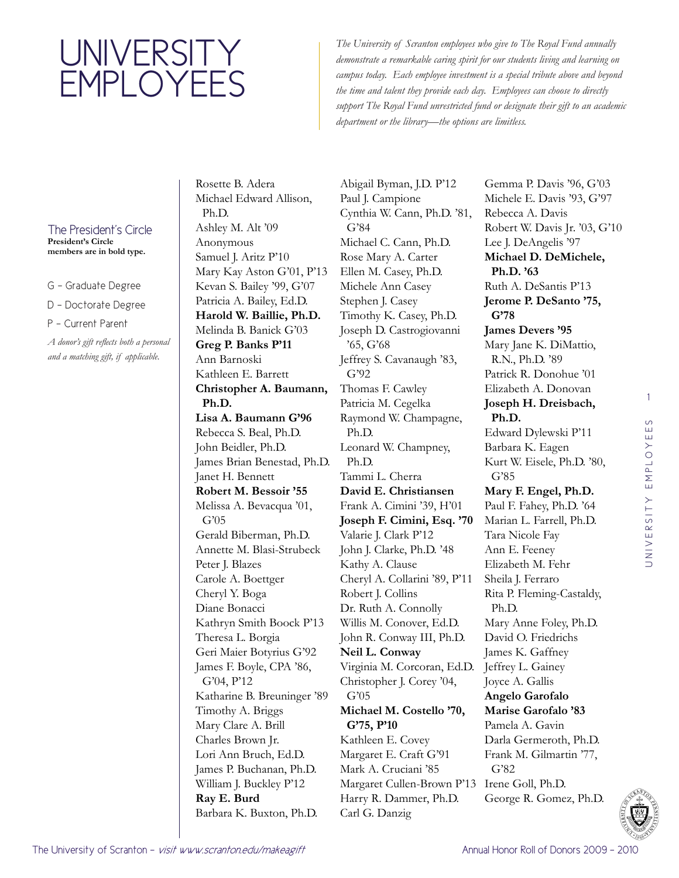# UNIVERSITY EMPLOYEES

*The University of Scranton employees who give to The Royal Fund annually demonstrate a remarkable caring spirit for our students living and learning on campus today. Each employee investment is a special tribute above and beyond the time and talent they provide each day. Employees can choose to directly support The Royal Fund unrestricted fund or designate their gift to an academic department or the library—the options are limitless.*

## The President's Circle

**President's Circle members are in bold type.**

G – Graduate Degree

D – Doctorate Degree

P – Current Parent

*A donor's gift reflects both a personal and a matching gift, if applicable.*

Rosette B. Adera
Michael Edward Allison, Ph.D.
Ashley M. Alt '09
Anonymous
Samuel J. Aritz P'10
Mary Kay Aston G'01, P'13
Kevan S. Bailey '99, G'07
Patricia A. Bailey, Ed.D.
**Harold W. Baillie, Ph.D.**
Melinda B. Banick G'03
**Greg P. Banks P'11**
Ann Barnoski
Kathleen E. Barrett
**Christopher A. Baumann, Ph.D.**
**Lisa A. Baumann G'96**
Rebecca S. Beal, Ph.D.
John Beidler, Ph.D.
James Brian Benestad, Ph.D.
Janet H. Bennett
**Robert M. Bessoir '55**
Melissa A. Bevacqua '01, G'05
Gerald Biberman, Ph.D.
Annette M. Blasi-Strubeck
Peter J. Blazes
Carole A. Boettger
Cheryl Y. Boga
Diane Bonacci
Kathryn Smith Boock P'13
Theresa L. Borgia
Geri Maier Botyrius G'92
James F. Boyle, CPA '86, G'04, P'12
Katharine B. Breuninger '89
Timothy A. Briggs
Mary Clare A. Brill
Charles Brown Jr.
Lori Ann Bruch, Ed.D.
James P. Buchanan, Ph.D.
William J. Buckley P'12
**Ray E. Burd**
Barbara K. Buxton, Ph.D.
Abigail Byman, J.D. P'12
Paul J. Campione
Cynthia W. Cann, Ph.D. '81, G'84
Michael C. Cann, Ph.D.
Rose Mary A. Carter
Ellen M. Casey, Ph.D.
Michele Ann Casey
Stephen J. Casey
Timothy K. Casey, Ph.D.
Joseph D. Castrogiovanni '65, G'68
Jeffrey S. Cavanaugh '83, G'92
Thomas F. Cawley
Patricia M. Cegelka
Raymond W. Champagne, Ph.D.
Leonard W. Champney, Ph.D.
Tammi L. Cherra
**David E. Christiansen**
Frank A. Cimini '39, H'01
**Joseph F. Cimini, Esq. '70**
Valarie J. Clark P'12
John J. Clarke, Ph.D. '48
Kathy A. Clause
Cheryl A. Collarini '89, P'11
Robert J. Collins
Dr. Ruth A. Connolly
Willis M. Conover, Ed.D.
John R. Conway III, Ph.D.
**Neil L. Conway**
Virginia M. Corcoran, Ed.D.
Christopher J. Corey '04, G'05
**Michael M. Costello '70, G'75, P'10**
Kathleen E. Covey
Margaret E. Craft G'91
Mark A. Cruciani '85
Margaret Cullen-Brown P'13
Harry R. Dammer, Ph.D.
Carl G. Danzig
Gemma P. Davis '96, G'03
Michele E. Davis '93, G'97
Rebecca A. Davis
Robert W. Davis Jr. '03, G'10
Lee J. DeAngelis '97
**Michael D. DeMichele, Ph.D. '63**
Ruth A. DeSantis P'13
**Jerome P. DeSanto '75, G'78**
**James Devers '95**
Mary Jane K. DiMattio, R.N., Ph.D. '89
Patrick R. Donohue '01
Elizabeth A. Donovan
**Joseph H. Dreisbach, Ph.D.**
Edward Dylewski P'11
Barbara K. Eagen
Kurt W. Eisele, Ph.D. '80, G'85
**Mary F. Engel, Ph.D.**
Paul F. Fahey, Ph.D. '64
Marian L. Farrell, Ph.D.
Tara Nicole Fay
Ann E. Feeney
Elizabeth M. Fehr
Sheila J. Ferraro
Rita P. Fleming-Castaldy, Ph.D.
Mary Anne Foley, Ph.D.
David O. Friedrichs
James K. Gaffney
Jeffrey L. Gainey
Joyce A. Gallis
**Angelo Garofalo**
**Marise Garofalo '83**
Pamela A. Gavin
Darla Germeroth, Ph.D.
Frank M. Gilmartin '77, G'82
Irene Goll, Ph.D.
George R. Gomez, Ph.D.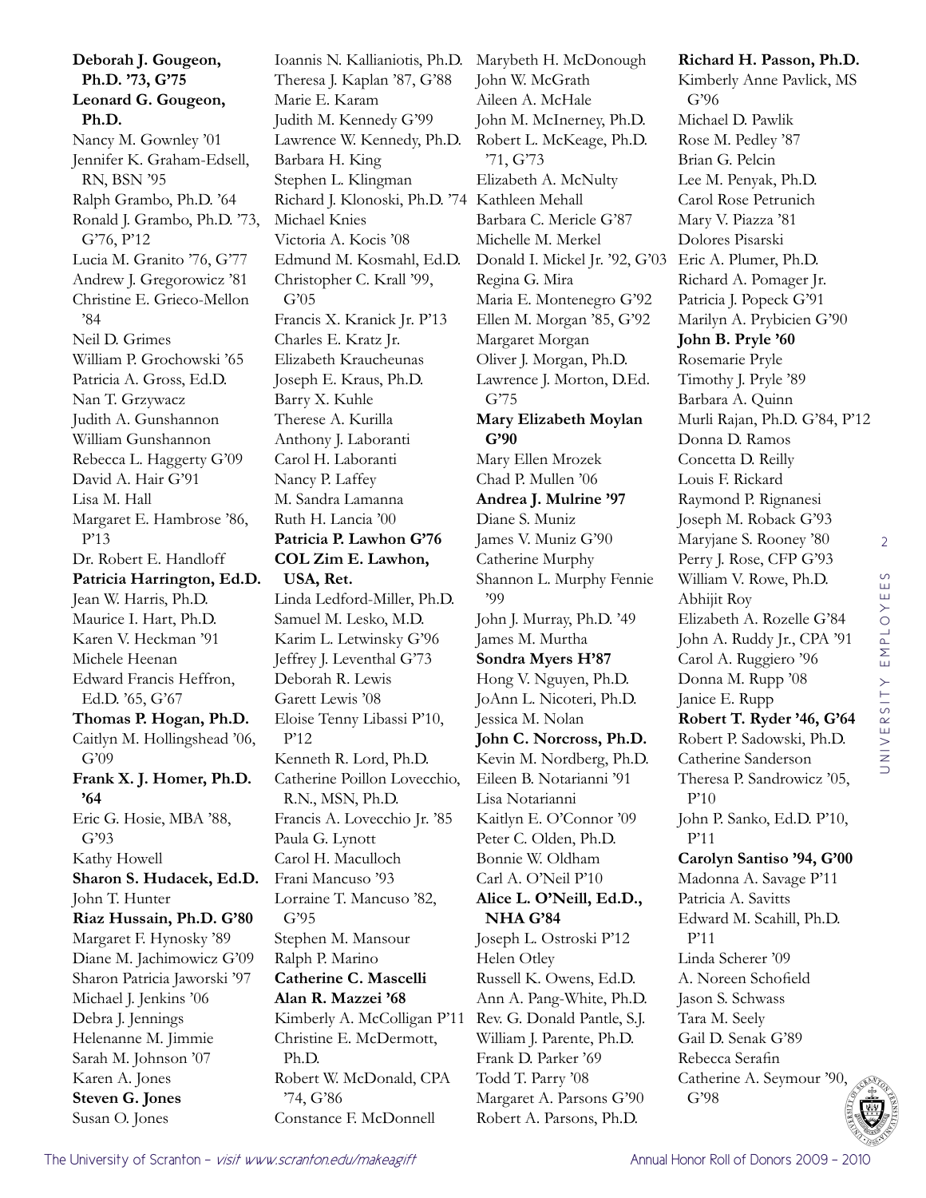**Deborah J. Gougeon, Ph.D. '73, G'75**
**Leonard G. Gougeon, Ph.D.**
Nancy M. Gownley '01
Jennifer K. Graham-Edsell, RN, BSN '95
Ralph Grambo, Ph.D. '64
Ronald J. Grambo, Ph.D. '73, G'76, P'12
Lucia M. Granito '76, G'77
Andrew J. Gregorowicz '81
Christine E. Grieco-Mellon '84
Neil D. Grimes
William P. Grochowski '65
Patricia A. Gross, Ed.D.
Nan T. Grzywacz
Judith A. Gunshannon
William Gunshannon
Rebecca L. Haggerty G'09
David A. Hair G'91
Lisa M. Hall
Margaret E. Hambrose '86, P'13
Dr. Robert E. Handloff
**Patricia Harrington, Ed.D.**
Jean W. Harris, Ph.D.
Maurice I. Hart, Ph.D.
Karen V. Heckman '91
Michele Heenan
Edward Francis Heffron, Ed.D. '65, G'67
**Thomas P. Hogan, Ph.D.**
Caitlyn M. Hollingshead '06, G'09
**Frank X. J. Homer, Ph.D. '64**
Eric G. Hosie, MBA '88, G'93
Kathy Howell
**Sharon S. Hudacek, Ed.D.**
John T. Hunter
**Riaz Hussain, Ph.D. G'80**
Margaret F. Hynosky '89
Diane M. Jachimowicz G'09
Sharon Patricia Jaworski '97
Michael J. Jenkins '06
Debra J. Jennings
Helenanne M. Jimmie
Sarah M. Johnson '07
Karen A. Jones
**Steven G. Jones**
Susan O. Jones
Ioannis N. Kallianiotis, Ph.D.
Theresa J. Kaplan '87, G'88
Marie E. Karam
Judith M. Kennedy G'99
Lawrence W. Kennedy, Ph.D.
Barbara H. King
Stephen L. Klingman
Richard J. Klonoski, Ph.D. '74
Michael Knies
Victoria A. Kocis '08
Edmund M. Kosmahl, Ed.D.
Christopher C. Krall '99, G'05
Francis X. Kranick Jr. P'13
Charles E. Kratz Jr.
Elizabeth Kraucheunas
Joseph E. Kraus, Ph.D.
Barry X. Kuhle
Therese A. Kurilla
Anthony J. Laboranti
Carol H. Laboranti
Nancy P. Laffey
M. Sandra Lamanna
Ruth H. Lancia '00
**Patricia P. Lawhon G'76**
**COL Zim E. Lawhon, USA, Ret.**
Linda Ledford-Miller, Ph.D.
Samuel M. Lesko, M.D.
Karim L. Letwinsky G'96
Jeffrey J. Leventhal G'73
Deborah R. Lewis
Garett Lewis '08
Eloise Tenny Libassi P'10, P'12
Kenneth R. Lord, Ph.D.
Catherine Poillon Lovecchio, R.N., MSN, Ph.D.
Francis A. Lovecchio Jr. '85
Paula G. Lynott
Carol H. Maculloch
Frani Mancuso '93
Lorraine T. Mancuso '82, G'95
Stephen M. Mansour
Ralph P. Marino
**Catherine C. Mascelli**
**Alan R. Mazzei '68**
Kimberly A. McColligan P'11
Christine E. McDermott, Ph.D.
Robert W. McDonald, CPA '74, G'86
Constance F. McDonnell
Marybeth H. McDonough
John W. McGrath
Aileen A. McHale
John M. McInerney, Ph.D.
Robert L. McKeage, Ph.D. '71, G'73
Elizabeth A. McNulty
Kathleen Mehall
Barbara C. Mericle G'87
Michelle M. Merkel
Donald I. Mickel Jr. '92, G'03
Regina G. Mira
Maria E. Montenegro G'92
Ellen M. Morgan '85, G'92
Margaret Morgan
Oliver J. Morgan, Ph.D.
Lawrence J. Morton, D.Ed. G'75
**Mary Elizabeth Moylan G'90**
Mary Ellen Mrozek
Chad P. Mullen '06
**Andrea J. Mulrine '97**
Diane S. Muniz
James V. Muniz G'90
Catherine Murphy
Shannon L. Murphy Fennie '99
John J. Murray, Ph.D. '49
James M. Murtha
**Sondra Myers H'87**
Hong V. Nguyen, Ph.D.
JoAnn L. Nicoteri, Ph.D.
Jessica M. Nolan
**John C. Norcross, Ph.D.**
Kevin M. Nordberg, Ph.D.
Eileen B. Notarianni '91
Lisa Notarianni
Kaitlyn E. O'Connor '09
Peter C. Olden, Ph.D.
Bonnie W. Oldham
Carl A. O'Neil P'10
**Alice L. O'Neill, Ed.D., NHA G'84**
Joseph L. Ostroski P'12
Helen Otley
Russell K. Owens, Ed.D.
Ann A. Pang-White, Ph.D.
Rev. G. Donald Pantle, S.J.
William J. Parente, Ph.D.
Frank D. Parker '69
Todd T. Parry '08
Margaret A. Parsons G'90
Robert A. Parsons, Ph.D.
**Richard H. Passon, Ph.D.**
Kimberly Anne Pavlick, MS G'96
Michael D. Pawlik
Rose M. Pedley '87
Brian G. Pelcin
Lee M. Penyak, Ph.D.
Carol Rose Petrunich
Mary V. Piazza '81
Dolores Pisarski
Eric A. Plumer, Ph.D.
Richard A. Pomager Jr.
Patricia J. Popeck G'91
Marilyn A. Prybicien G'90
**John B. Pryle '60**
Rosemarie Pryle
Timothy J. Pryle '89
Barbara A. Quinn
Murli Rajan, Ph.D. G'84, P'12
Donna D. Ramos
Concetta D. Reilly
Louis F. Rickard
Raymond P. Rignanesi
Joseph M. Roback G'93
Maryjane S. Rooney '80
Perry J. Rose, CFP G'93
William V. Rowe, Ph.D.
Abhijit Roy
Elizabeth A. Rozelle G'84
John A. Ruddy Jr., CPA '91
Carol A. Ruggiero '96
Donna M. Rupp '08
Janice E. Rupp
**Robert T. Ryder '46, G'64**
Robert P. Sadowski, Ph.D.
Catherine Sanderson
Theresa P. Sandrowicz '05, P'10
John P. Sanko, Ed.D. P'10, P'11
**Carolyn Santiso '94, G'00**
Madonna A. Savage P'11
Patricia A. Savitts
Edward M. Scahill, Ph.D. P'11
Linda Scherer '09
A. Noreen Schofield
Jason S. Schwass
Tara M. Seely
Gail D. Senak G'89
Rebecca Serafin
Catherine A. Seymour '90, G'98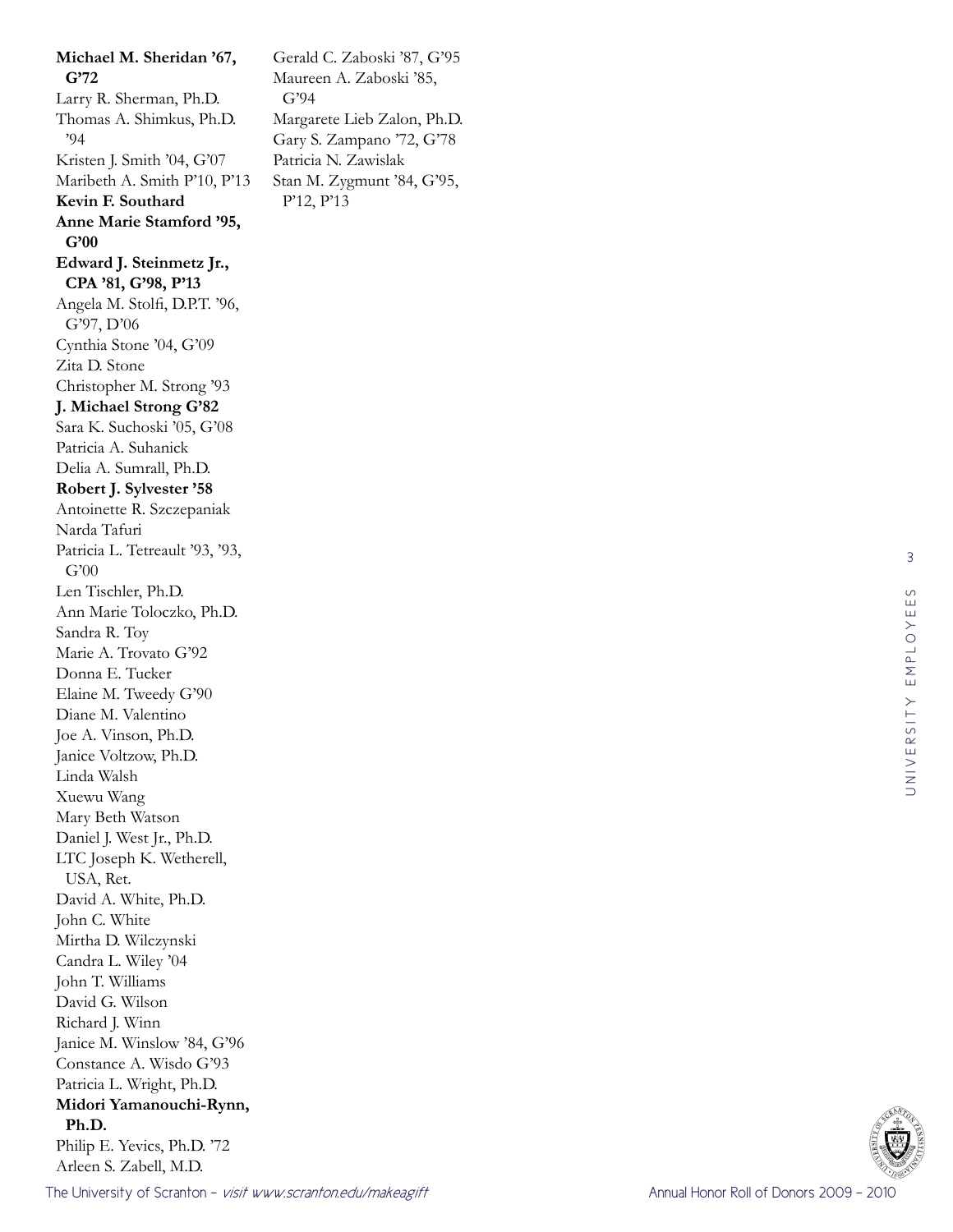**Michael M. Sheridan '67, G'72**
Larry R. Sherman, Ph.D.
Thomas A. Shimkus, Ph.D. '94
Kristen J. Smith '04, G'07
Maribeth A. Smith P'10, P'13
**Kevin F. Southard**
**Anne Marie Stamford '95, G'00**
**Edward J. Steinmetz Jr., CPA '81, G'98, P'13**
Angela M. Stolfi, D.P.T. '96, G'97, D'06
Cynthia Stone '04, G'09
Zita D. Stone
Christopher M. Strong '93
**J. Michael Strong G'82**
Sara K. Suchoski '05, G'08
Patricia A. Suhanick
Delia A. Sumrall, Ph.D.
**Robert J. Sylvester '58**
Antoinette R. Szczepaniak
Narda Tafuri
Patricia L. Tetreault '93, '93, G'00
Len Tischler, Ph.D.
Ann Marie Toloczko, Ph.D.
Sandra R. Toy
Marie A. Trovato G'92
Donna E. Tucker
Elaine M. Tweedy G'90
Diane M. Valentino
Joe A. Vinson, Ph.D.
Janice Voltzow, Ph.D.
Linda Walsh
Xuewu Wang
Mary Beth Watson
Daniel J. West Jr., Ph.D.
LTC Joseph K. Wetherell, USA, Ret.
David A. White, Ph.D.
John C. White
Mirtha D. Wilczynski
Candra L. Wiley '04
John T. Williams
David G. Wilson
Richard J. Winn
Janice M. Winslow '84, G'96
Constance A. Wisdo G'93
Patricia L. Wright, Ph.D.
**Midori Yamanouchi-Rynn, Ph.D.**
Philip E. Yevics, Ph.D. '72
Arleen S. Zabell, M.D.
Gerald C. Zaboski '87, G'95
Maureen A. Zaboski '85, G'94
Margarete Lieb Zalon, Ph.D.
Gary S. Zampano '72, G'78
Patricia N. Zawislak
Stan M. Zygmunt '84, G'95, P'12, P'13